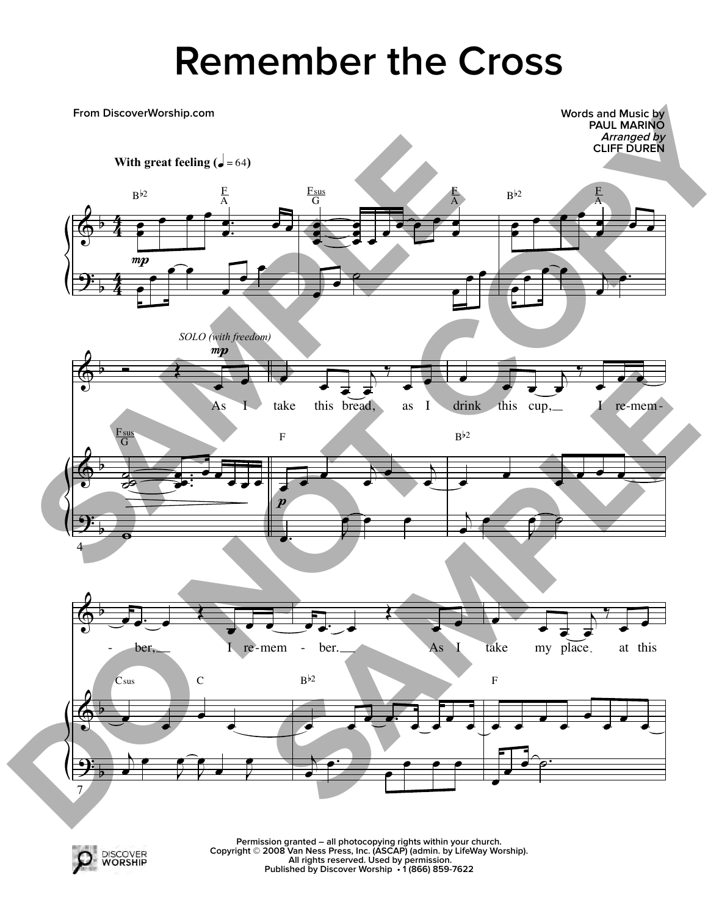# Remember the Cross

From DiscoverWorship.com

Words and Music by
PAUL MARINO
*Arranged by*
CLIFF DUREN

**With great feeling (♩ = 64)**

B♭2 F/A Fsus/G F/A B♭2 F/A

*mp*

SOLO (with freedom)

Fsus/G F B♭2

As I take this bread, as I drink this cup, I re-mem-ber, I re-mem-ber.

Csus C B♭2 F

As I take my place at this

Permission granted – all photocopying rights within your church.
Copyright © 2008 Van Ness Press, Inc. (ASCAP) (admin. by LifeWay Worship).
All rights reserved. Used by permission.
Published by Discover Worship • 1 (866) 859-7622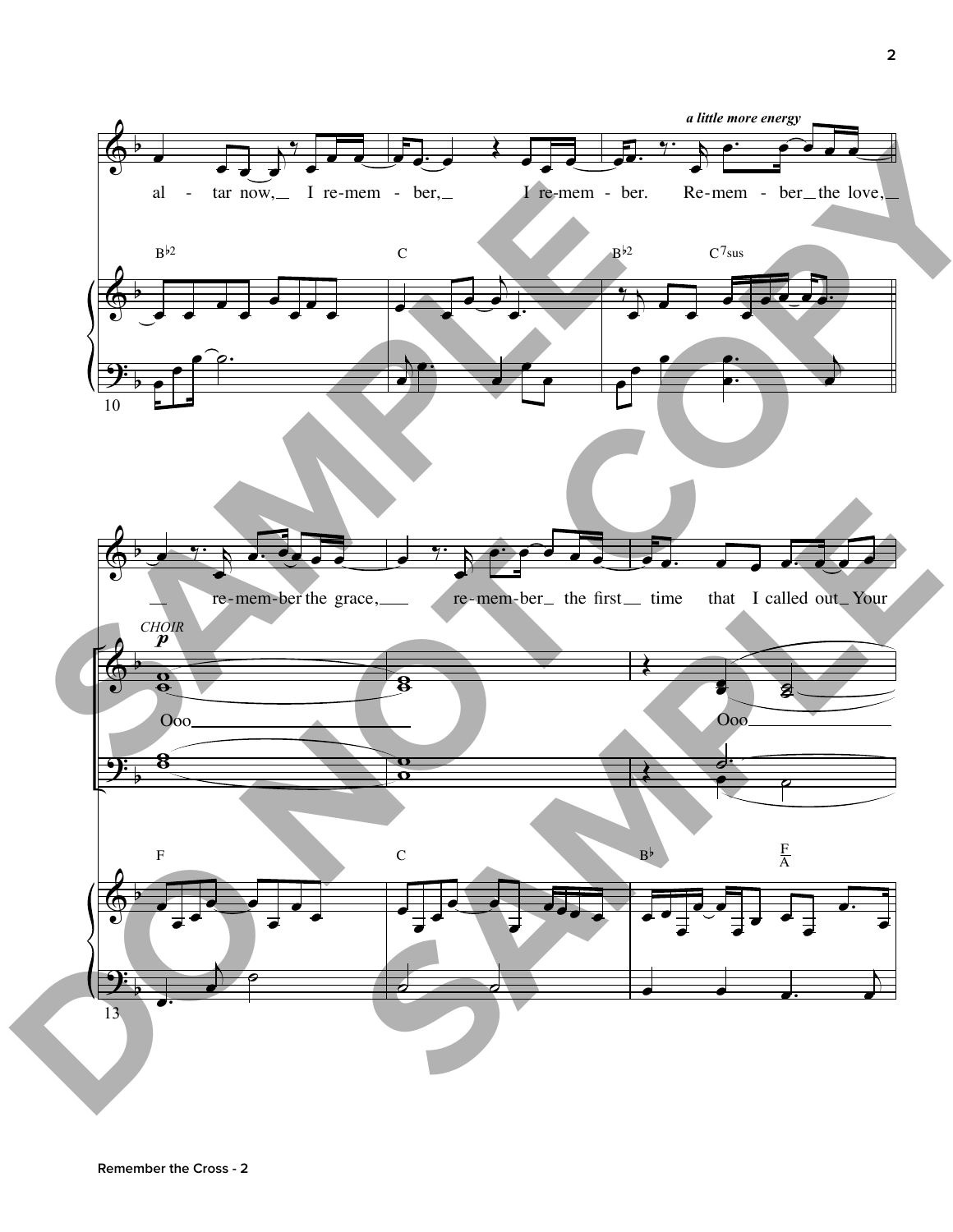*a little more energy*

al - tar now, I re-mem - ber, I re-mem - ber. Re-mem - ber the love,

B♭2 C B♭2 C7sus

10

re-mem-ber the grace, re-mem-ber the first time that I called out Your

CHOIR

*p*

Ooo Ooo

F C B♭ F/A

13

SAMPLE DO NOT COPY SAMPLE

Remember the Cross - 2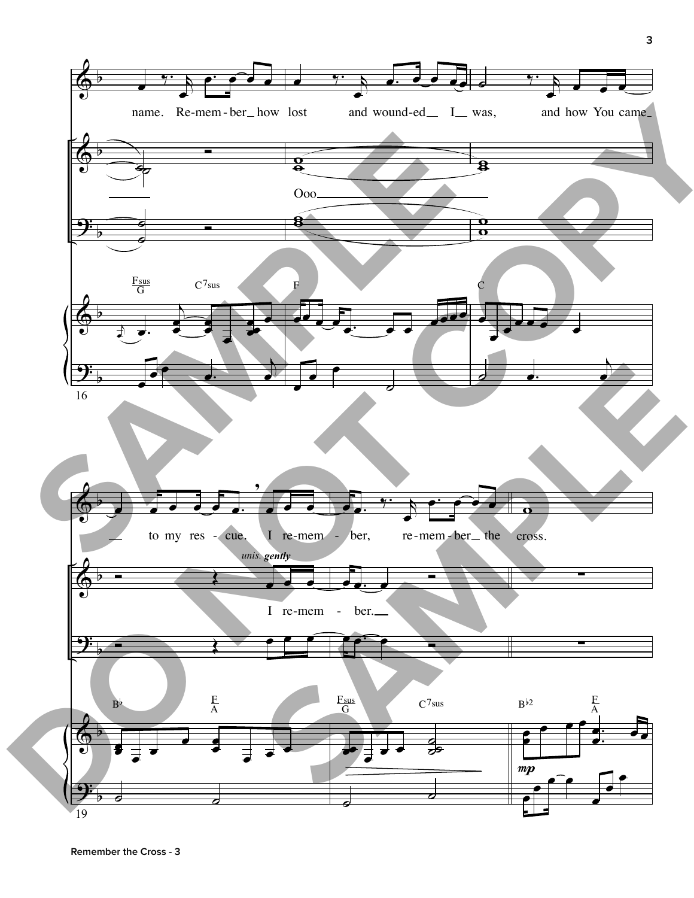name. Re-mem-ber how lost and wound-ed I was, and how You came

Ooo

Fsus/G C7sus F C

16

to my res-cue. I re-mem-ber, re-mem-ber the cross.

*unis. gently*

I re-mem-ber.

B♭ F/A Fsus/G C7sus B♭2 F/A

*mp*

19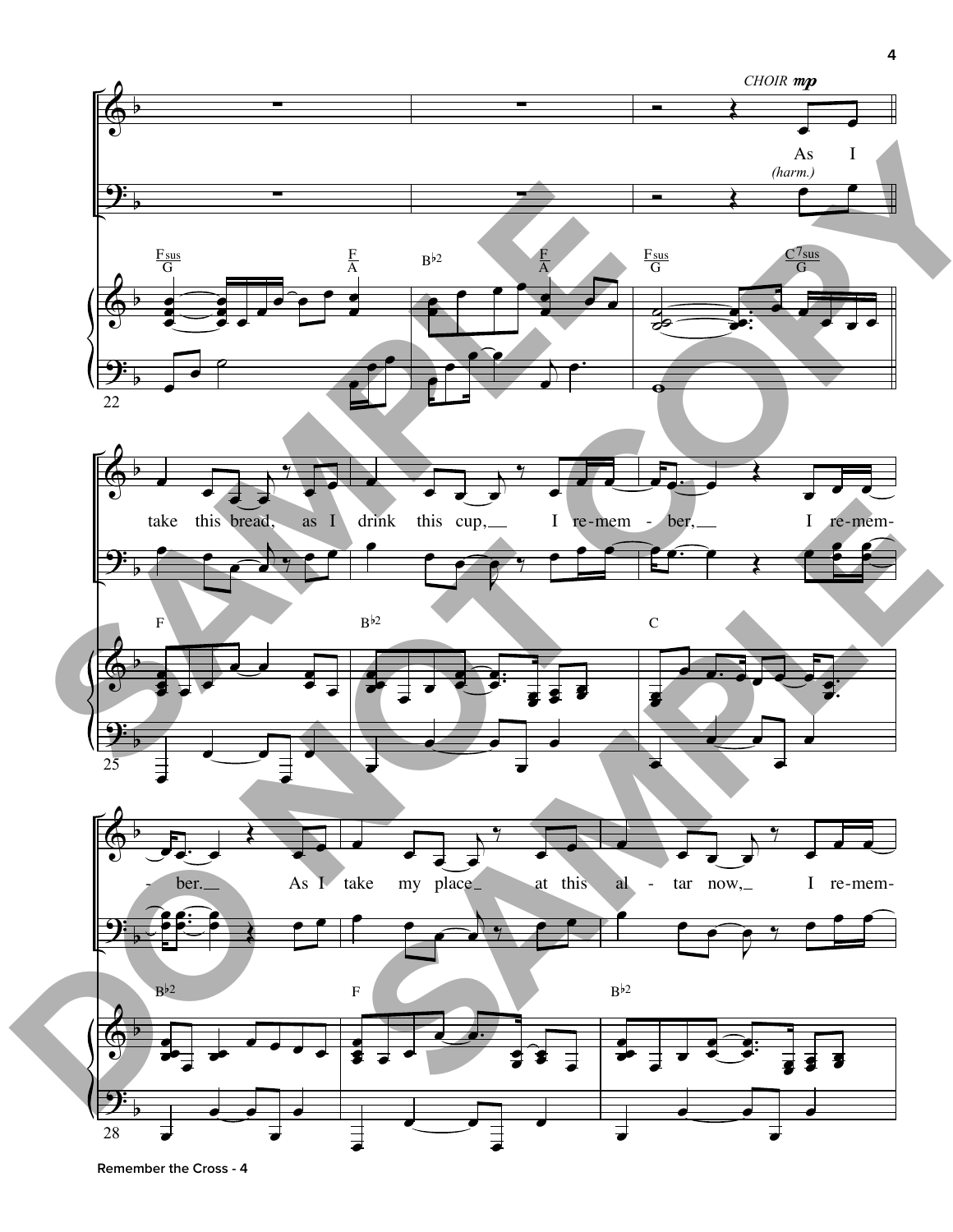CHOIR *mp*

As I

*(harm.)*

Fsus/G F/A B♭2 F/A Fsus/G C7sus/G

22

take this bread, as I drink this cup, I re-mem - ber, I re-mem-

F B♭2 C

25

- ber. As I take my place at this al - tar now, I re-mem-

B♭2 F B♭2

28

Remember the Cross - 4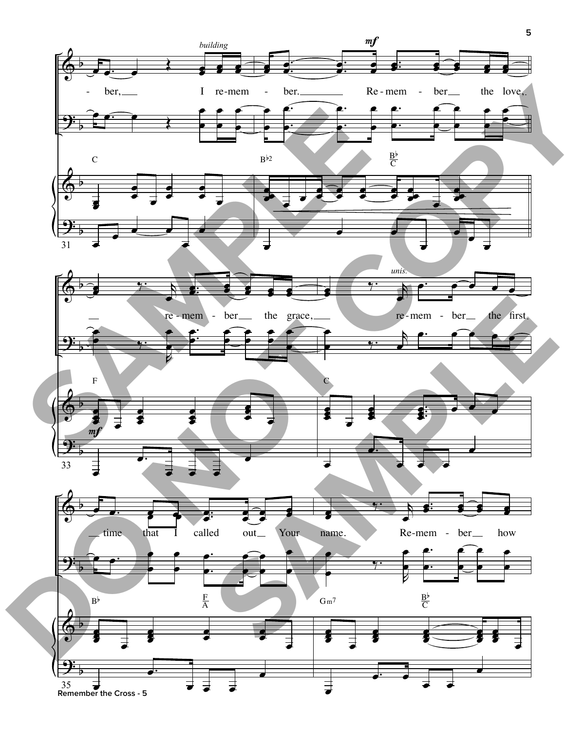*building* **mf**

- ber, I re-mem - ber. Re-mem - ber the love,

C B♭2 $\frac{B♭}{C}$

31

*unis.*

re-mem - ber the grace, re-mem - ber the first

F C

**mf**

33

time that I called out Your name. Re-mem - ber how

B♭ $\frac{F}{A}$ Gm7 $\frac{B♭}{C}$

35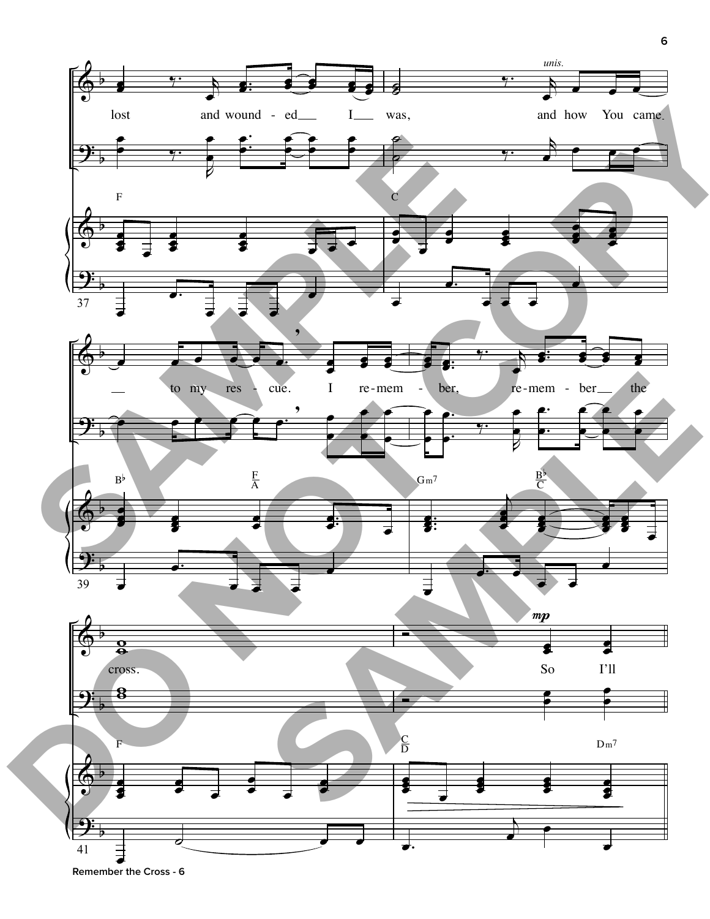*unis.*

lost and wound - ed__ I__ was, and how You came__ to my res - cue. I re-mem - ber, re-mem - ber__ the cross. So I'll

F C B♭ F/A Gm7 B♭/C F C/D Dm7

37 39 41

*mp*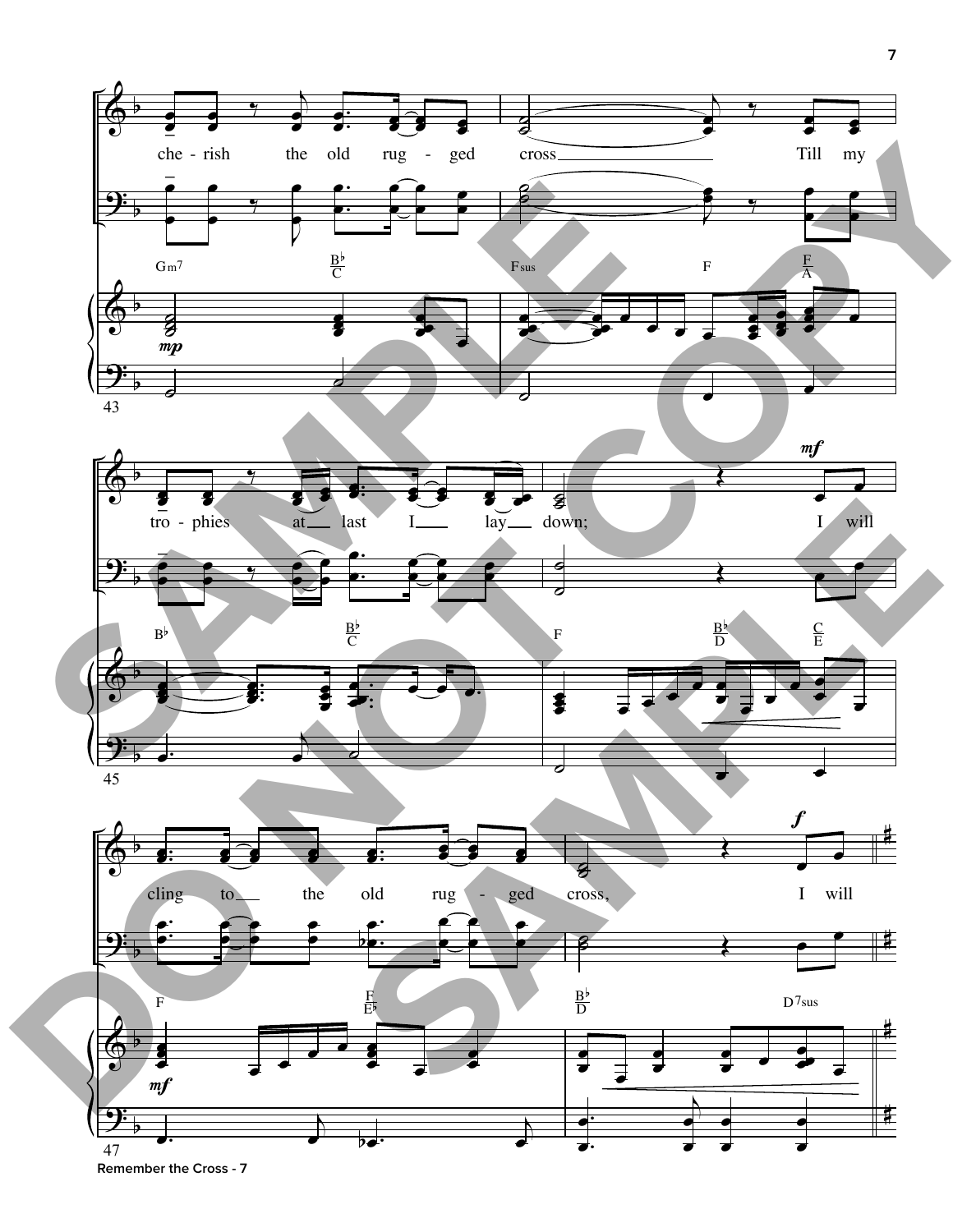che - rish the old rug - ged cross Till my

Gm7 B♭/C Fsus F F/A

*mp*

tro - phies at last I lay down; I will

*mf*

B♭ B♭/C F B♭/D C/E

cling to the old rug - ged cross, I will

*f*

F F/E♭ B♭/D D7sus

*mf*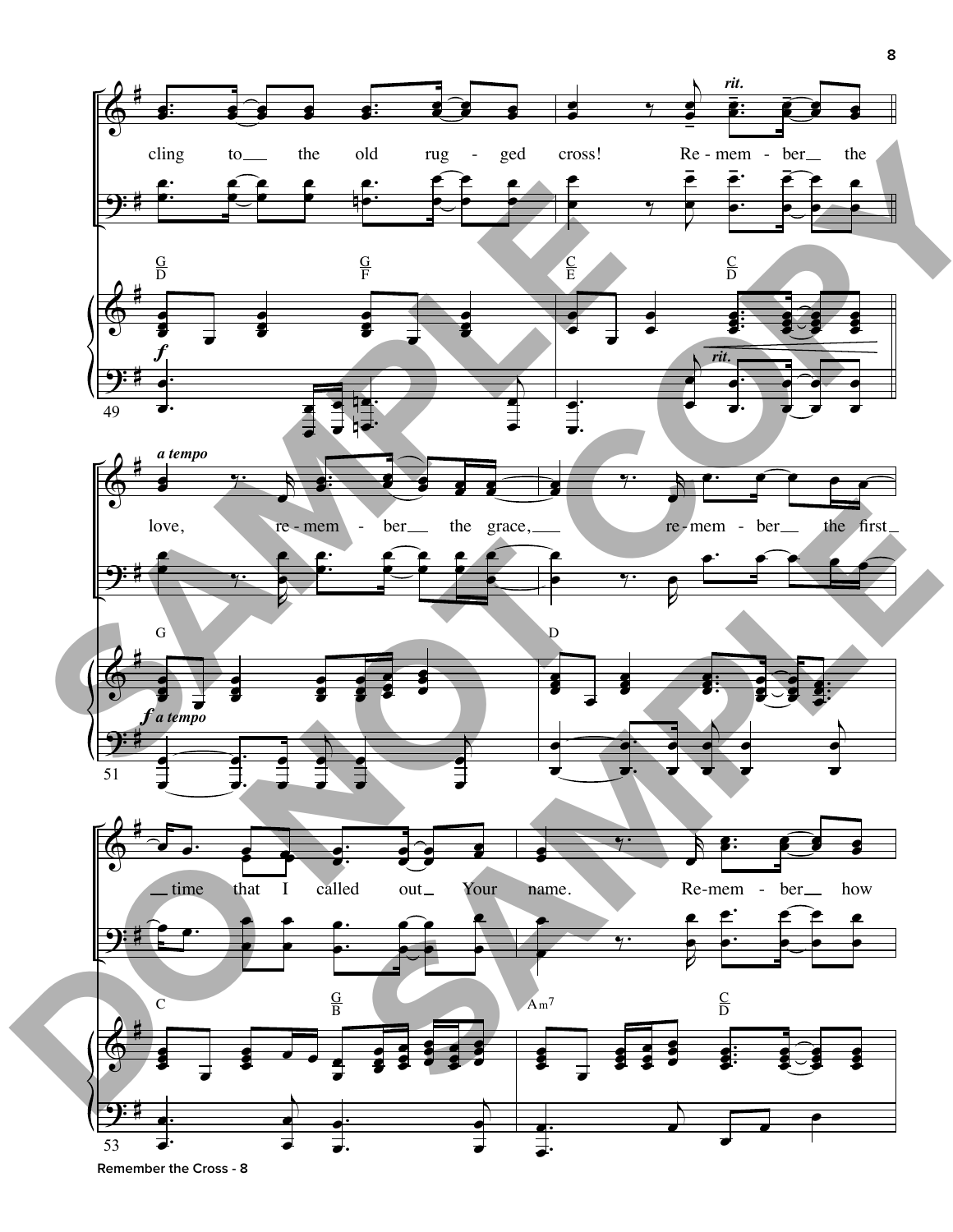cling to the old rug-ged cross! Re-mem-ber the

*rit.*

G/D G/F C/E C/D

*f*

49

*rit.*

*a tempo*

love, re-mem-ber the grace, re-mem-ber the first

G D

*f a tempo*

51

time that I called out Your name. Re-mem-ber how

C G/B Am7 C/D

53

SAMPLE DO NOT COPY SAMPLE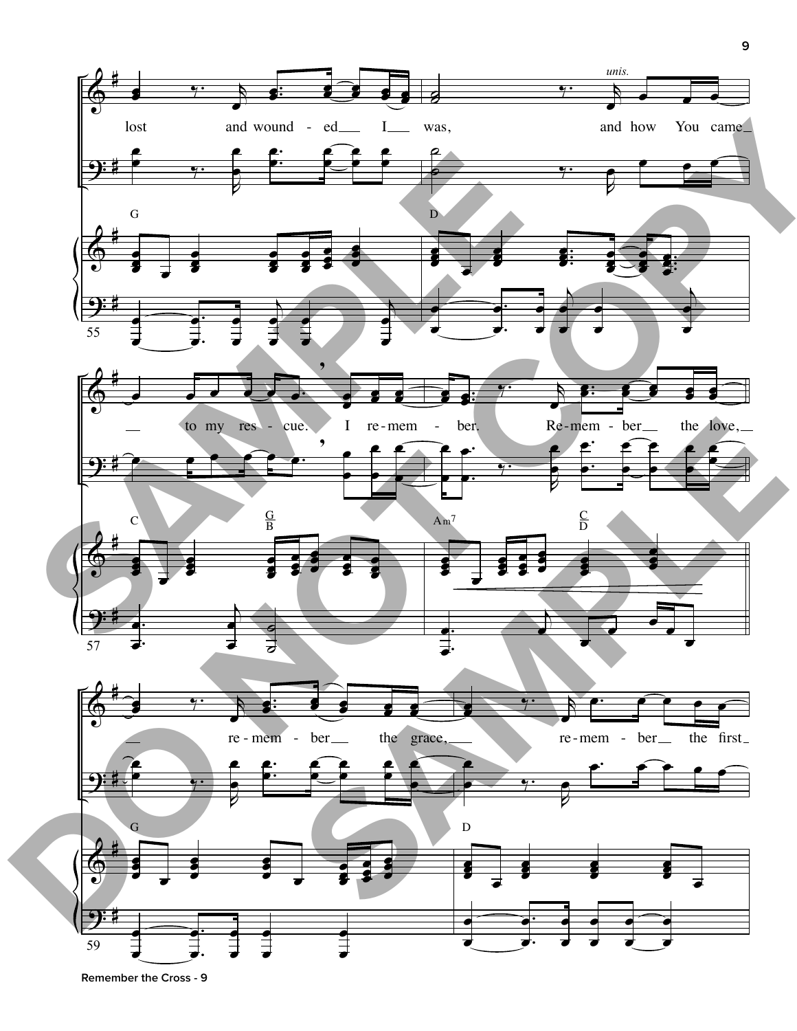*unis.*

lost and wound - ed I was, and how You came to my res - cue. I re-mem - ber. Re-mem - ber the love, re-mem - ber the grace, re-mem - ber the first

G D C G/B Am7 C/D G D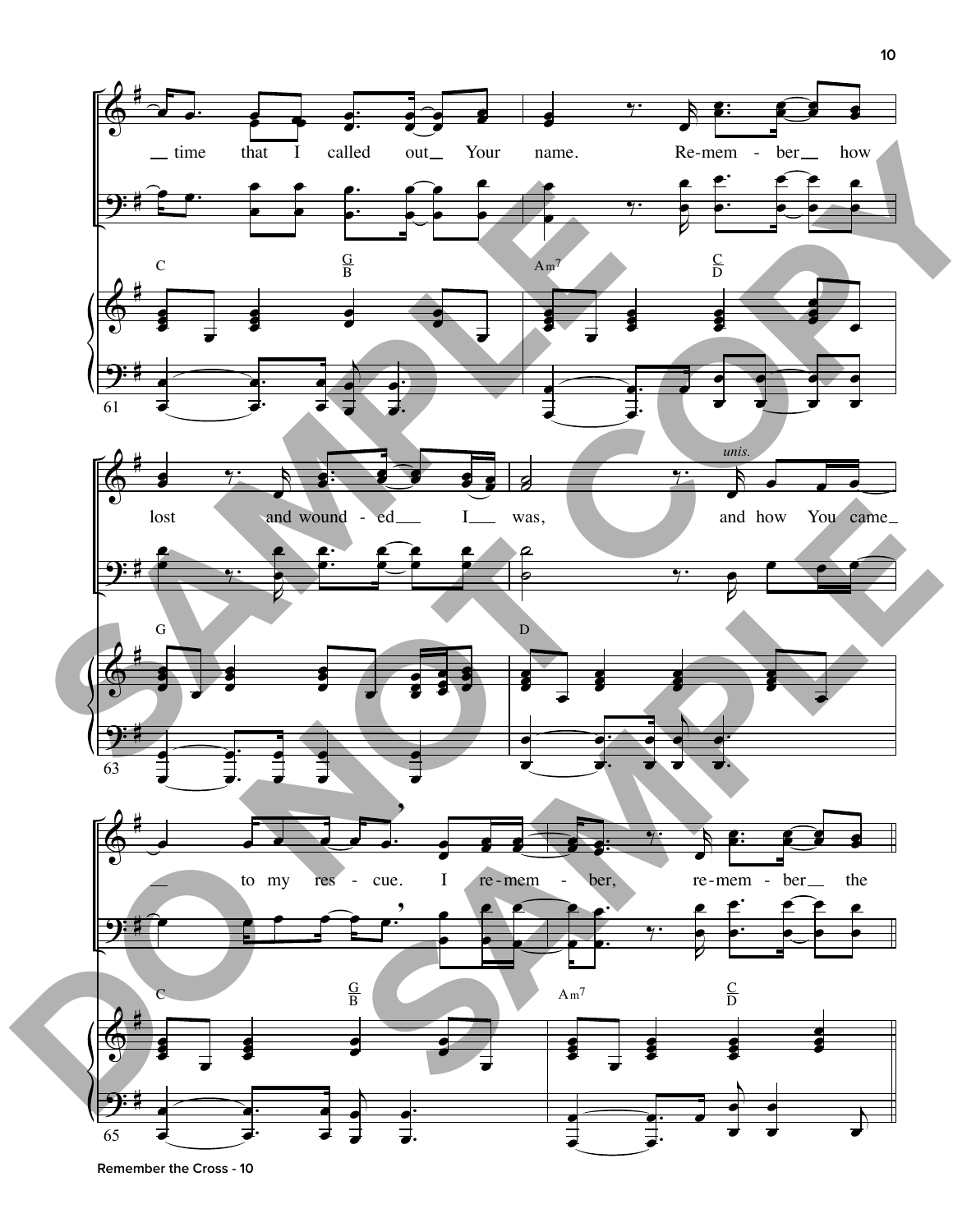time that I called out Your name. Re-mem-ber how

C G/B Am7 C/D

61

lost and wound-ed I was, and how You came

*unis.*

G D

63

to my res-cue. I re-mem-ber, re-mem-ber the

C G/B Am7 C/D

65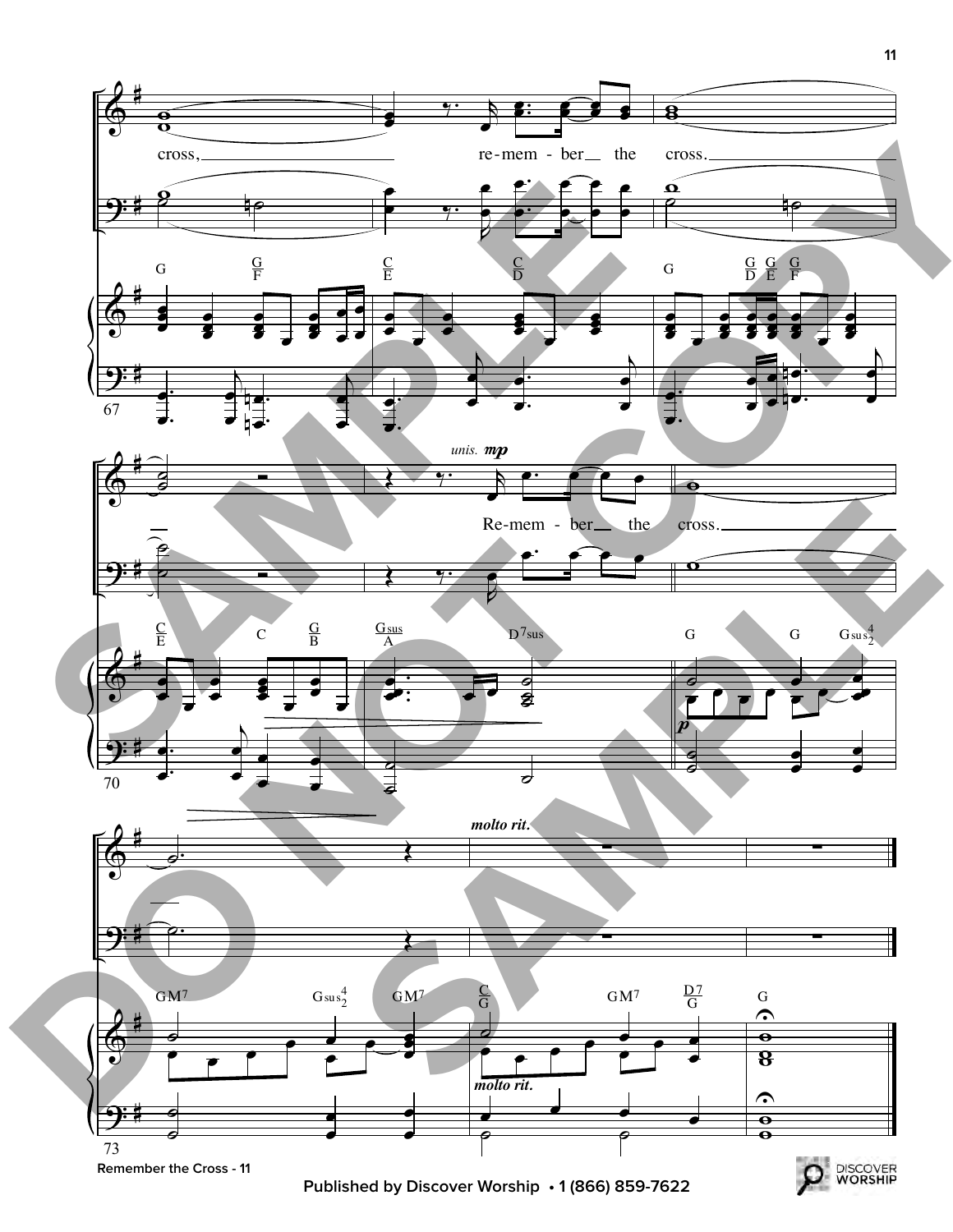cross, re-mem-ber the cross.

G G/F C/E C/D G G/D G/E G/F

67

*unis.* ***mp***

Re-mem-ber the cross.

C/E C G/B Gsus/A D7sus G G Gsus4/2

70

***p***

***molto rit.***

GM7 Gsus4/2 GM7 C/G GM7 D7/G G

***molto rit.***

73

Remember the Cross - 11

Published by Discover Worship • 1 (866) 859-7622